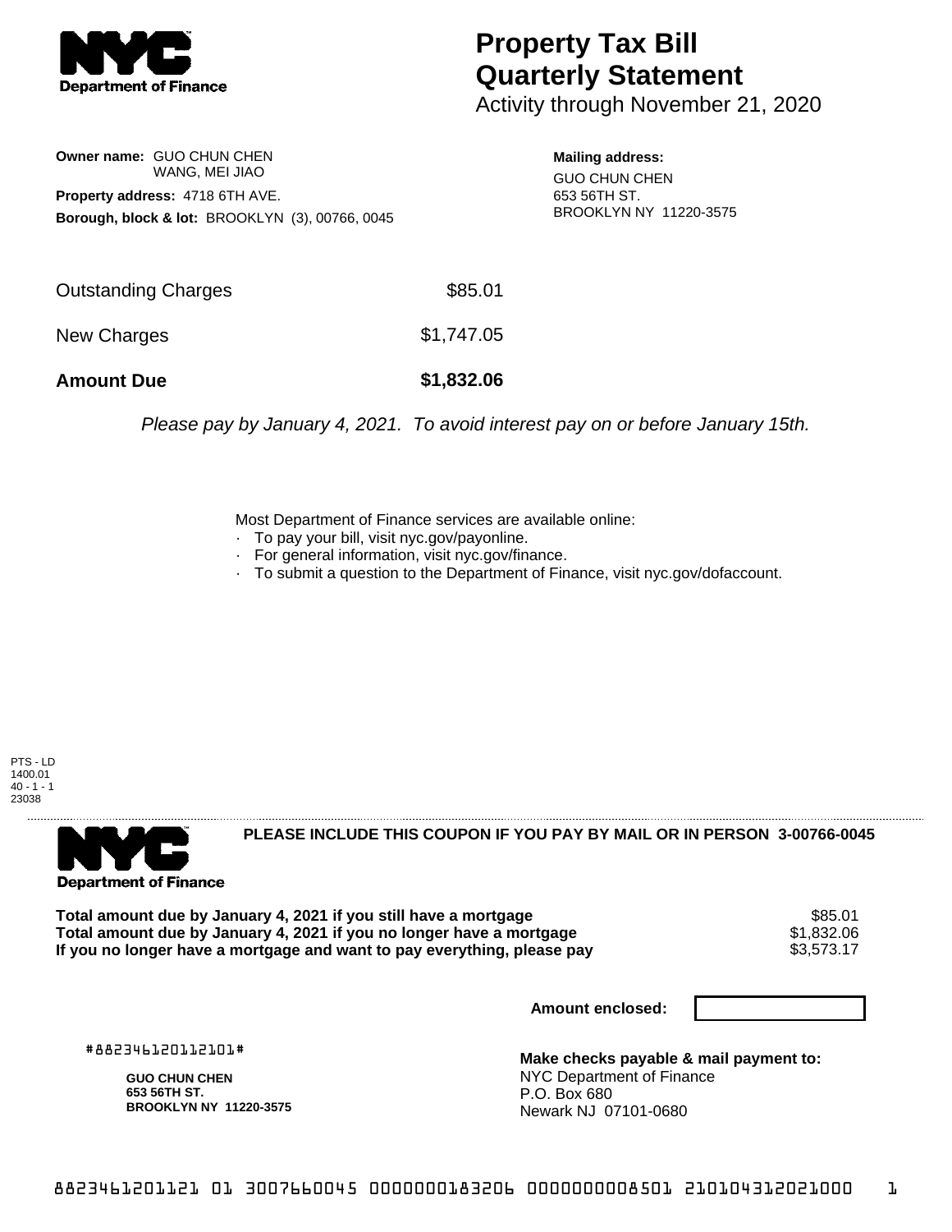# Property Tax Bill Quarterly Statement

Activity through November 21, 2020

**Owner name:** GUO CHUN CHEN
WANG, MEI JIAO

**Property address:** 4718 6TH AVE.

**Borough, block & lot:** BROOKLYN (3), 00766, 0045

**Mailing address:**
GUO CHUN CHEN
653 56TH ST.
BROOKLYN NY 11220-3575

| | |
|---|---|
| Outstanding Charges | $85.01 |
| New Charges | $1,747.05 |
| **Amount Due** | **$1,832.06** |

*Please pay by January 4, 2021. To avoid interest pay on or before January 15th.*

Most Department of Finance services are available online:
- To pay your bill, visit nyc.gov/payonline.
- For general information, visit nyc.gov/finance.
- To submit a question to the Department of Finance, visit nyc.gov/dofaccount.

PTS - LD
1400.01
40 - 1 - 1
23038

**PLEASE INCLUDE THIS COUPON IF YOU PAY BY MAIL OR IN PERSON 3-00766-0045**

| | |
|---|---|
| **Total amount due by January 4, 2021 if you still have a mortgage** | $85.01 |
| **Total amount due by January 4, 2021 if you no longer have a mortgage** | $1,832.06 |
| **If you no longer have a mortgage and want to pay everything, please pay** | $3,573.17 |

**Amount enclosed:**

#882346120112101#

**GUO CHUN CHEN**
**653 56TH ST.**
**BROOKLYN NY 11220-3575**

**Make checks payable & mail payment to:**
NYC Department of Finance
P.O. Box 680
Newark NJ 07101-0680

8823461201121 01 3007660045 0000000183206 0000000008501 210104312021000 1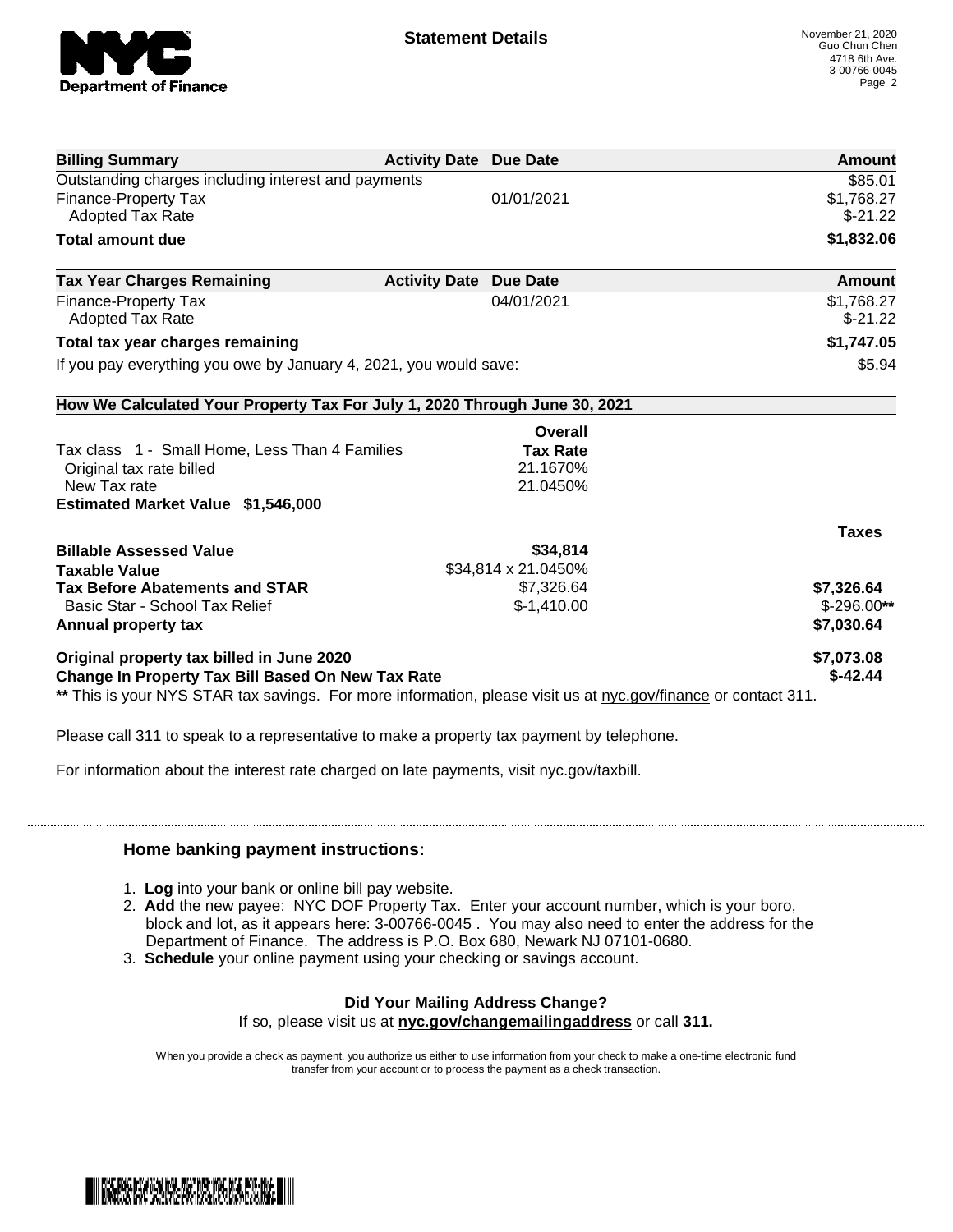**NYC Department of Finance**

## Statement Details

November 21, 2020
Guo Chun Chen
4718 6th Ave.
3-00766-0045

| Billing Summary | Activity Date | Due Date | Amount |
|---|---|---|---|
| Outstanding charges including interest and payments | | | $85.01 |
| Finance-Property Tax | | 01/01/2021 | $1,768.27 |
| Adopted Tax Rate | | | $-21.22 |
| **Total amount due** | | | **$1,832.06** |

| Tax Year Charges Remaining | Activity Date | Due Date | Amount |
|---|---|---|---|
| Finance-Property Tax | | 04/01/2021 | $1,768.27 |
| Adopted Tax Rate | | | $-21.22 |
| **Total tax year charges remaining** | | | **$1,747.05** |
| If you pay everything you owe by January 4, 2021, you would save: | | | $5.94 |

**How We Calculated Your Property Tax For July 1, 2020 Through June 30, 2021**

| | Overall Tax Rate | Taxes |
|---|---|---|
| Tax class 1 - Small Home, Less Than 4 Families | | |
| Original tax rate billed | 21.1670% | |
| New Tax rate | 21.0450% | |
| **Estimated Market Value $1,546,000** | | |
| **Billable Assessed Value** | **$34,814** | |
| **Taxable Value** | $34,814 x 21.0450% | |
| **Tax Before Abatements and STAR** | $7,326.64 | **$7,326.64** |
| Basic Star - School Tax Relief | $-1,410.00 | $-296.00** |
| **Annual property tax** | | **$7,030.64** |
| **Original property tax billed in June 2020** | | **$7,073.08** |
| **Change In Property Tax Bill Based On New Tax Rate** | | **$-42.44** |

** This is your NYS STAR tax savings. For more information, please visit us at nyc.gov/finance or contact 311.

Please call 311 to speak to a representative to make a property tax payment by telephone.

For information about the interest rate charged on late payments, visit nyc.gov/taxbill.

---

### Home banking payment instructions:

1. **Log** into your bank or online bill pay website.
2. **Add** the new payee: NYC DOF Property Tax. Enter your account number, which is your boro, block and lot, as it appears here: 3-00766-0045 . You may also need to enter the address for the Department of Finance. The address is P.O. Box 680, Newark NJ 07101-0680.
3. **Schedule** your online payment using your checking or savings account.

**Did Your Mailing Address Change?**
If so, please visit us at **nyc.gov/changemailingaddress** or call **311.**

When you provide a check as payment, you authorize us either to use information from your check to make a one-time electronic fund transfer from your account or to process the payment as a check transaction.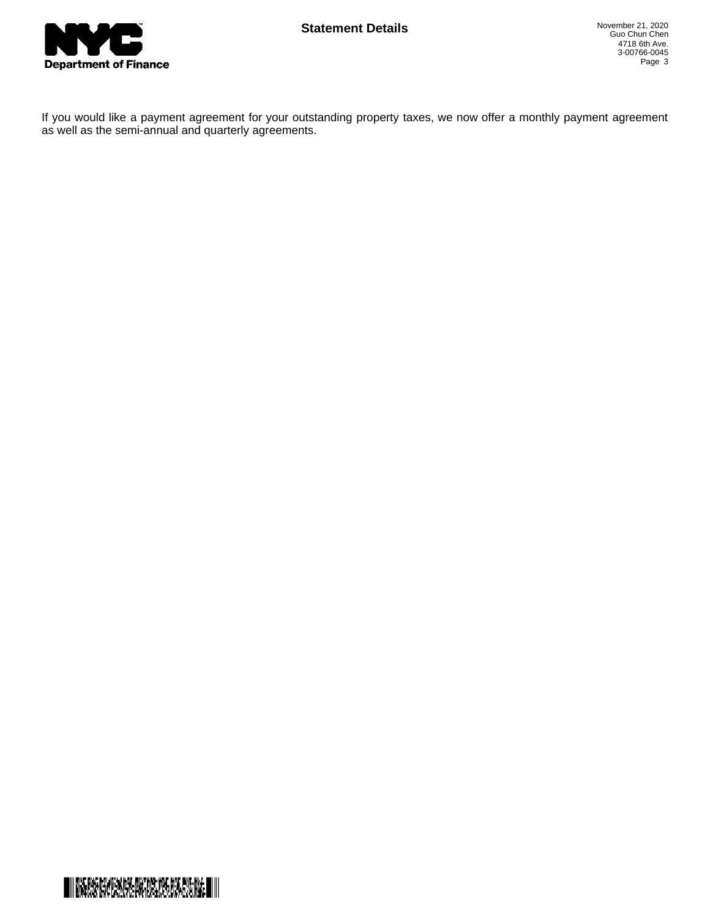If you would like a payment agreement for your outstanding property taxes, we now offer a monthly payment agreement as well as the semi-annual and quarterly agreements.